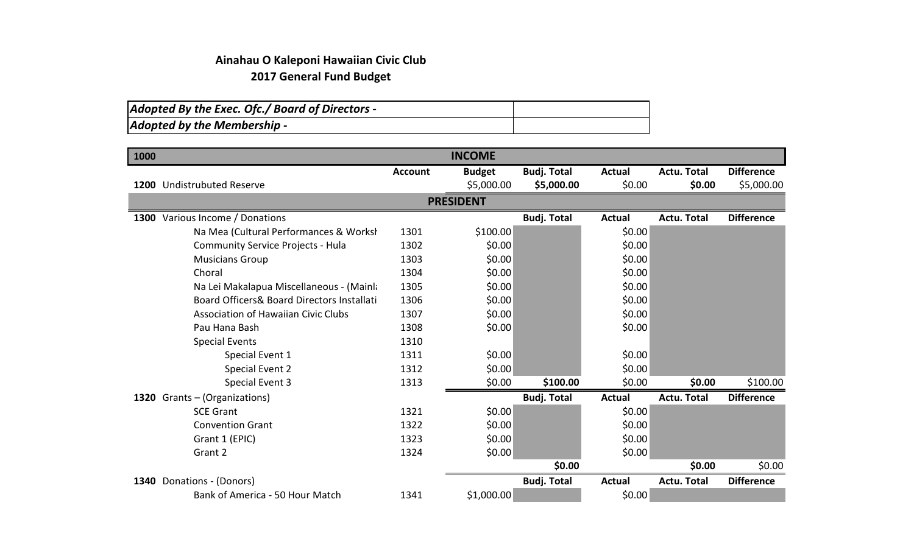**Ainahau O Kaleponi Hawaiian Civic Club**
**2017 General Fund Budget**

| *Adopted By the Exec. Ofc./ Board of Directors -* | |
|---|---|
| *Adopted by the Membership -* | |

| 1000 | | | INCOME | | | | |
|---|---|---|---|---|---|---|---|
| | | Account | Budget | Budj. Total | Actual | Actu. Total | Difference |
| **1200** | Undistrubuted Reserve | | $5,000.00 | **$5,000.00** | $0.00 | **$0.00** | $5,000.00 |
| | | | **PRESIDENT** | | | | |
| **1300** | Various Income / Donations | | | **Budj. Total** | **Actual** | **Actu. Total** | **Difference** |
| | Na Mea (Cultural Performances & Worksh | 1301 | $100.00 | | $0.00 | | |
| | Community Service Projects - Hula | 1302 | $0.00 | | $0.00 | | |
| | Musicians Group | 1303 | $0.00 | | $0.00 | | |
| | Choral | 1304 | $0.00 | | $0.00 | | |
| | Na Lei Makalapua Miscellaneous - (Mainla | 1305 | $0.00 | | $0.00 | | |
| | Board Officers& Board Directors Installati | 1306 | $0.00 | | $0.00 | | |
| | Association of Hawaiian Civic Clubs | 1307 | $0.00 | | $0.00 | | |
| | Pau Hana Bash | 1308 | $0.00 | | $0.00 | | |
| | Special Events | 1310 | | | | | |
| | Special Event 1 | 1311 | $0.00 | | $0.00 | | |
| | Special Event 2 | 1312 | $0.00 | | $0.00 | | |
| | Special Event 3 | 1313 | $0.00 | **$100.00** | $0.00 | **$0.00** | $100.00 |
| **1320** | Grants – (Organizations) | | | **Budj. Total** | **Actual** | **Actu. Total** | **Difference** |
| | SCE Grant | 1321 | $0.00 | | $0.00 | | |
| | Convention Grant | 1322 | $0.00 | | $0.00 | | |
| | Grant 1 (EPIC) | 1323 | $0.00 | | $0.00 | | |
| | Grant 2 | 1324 | $0.00 | | $0.00 | | |
| | | | | **$0.00** | | **$0.00** | $0.00 |
| **1340** | Donations - (Donors) | | | **Budj. Total** | **Actual** | **Actu. Total** | **Difference** |
| | Bank of America - 50 Hour Match | 1341 | $1,000.00 | | $0.00 | | |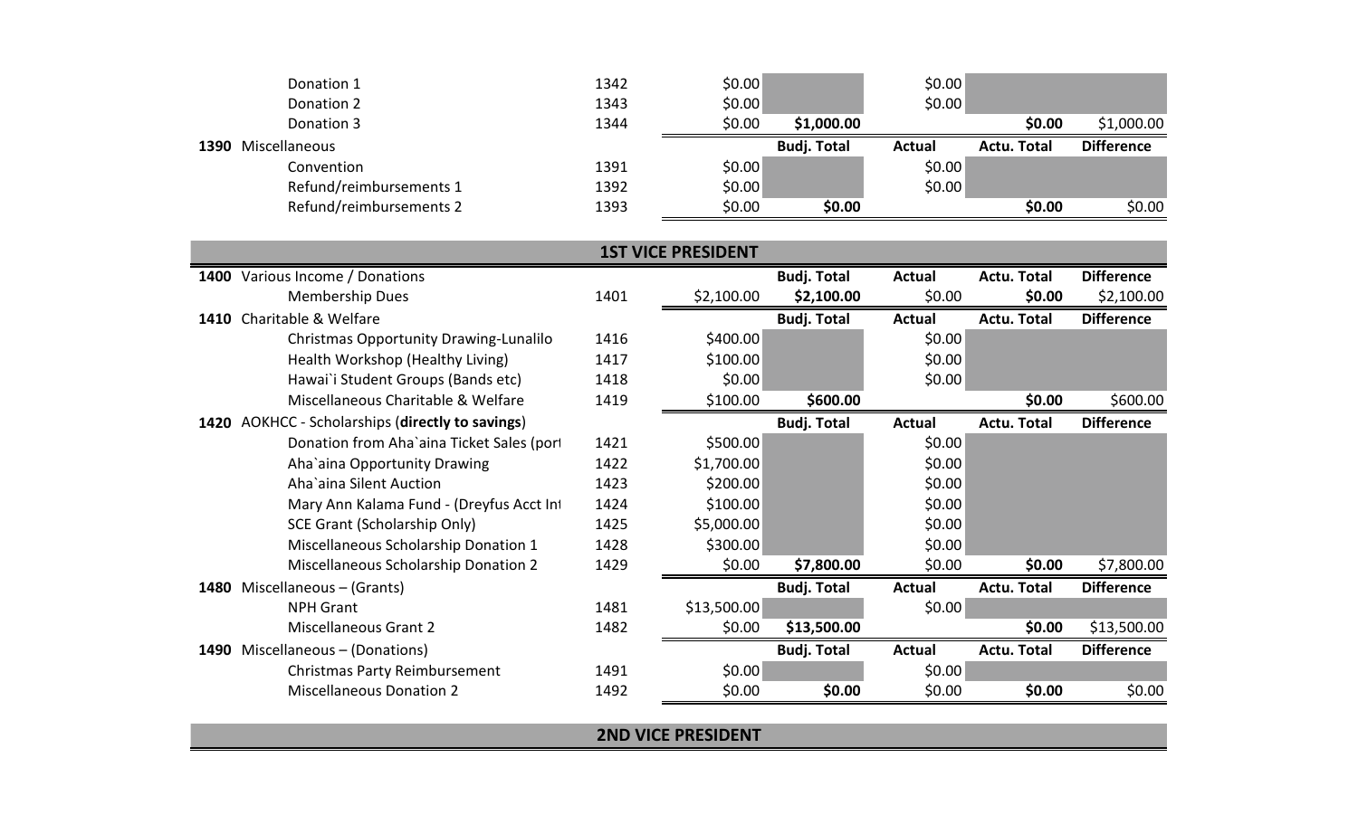| | Account | Budget | Budj. Total | Actual | Actu. Total | Difference |
|---|---|---|---|---|---|---|
| Donation 1 | 1342 | $0.00 | | $0.00 | | |
| Donation 2 | 1343 | $0.00 | | $0.00 | | |
| Donation 3 | 1344 | $0.00 | **$1,000.00** | | **$0.00** | $1,000.00 |
| **1390** Miscellaneous | | | **Budj. Total** | **Actual** | **Actu. Total** | **Difference** |
| Convention | 1391 | $0.00 | | $0.00 | | |
| Refund/reimbursements 1 | 1392 | $0.00 | | $0.00 | | |
| Refund/reimbursements 2 | 1393 | $0.00 | **$0.00** | | **$0.00** | $0.00 |

## 1ST VICE PRESIDENT

| | Account | Budget | Budj. Total | Actual | Actu. Total | Difference |
|---|---|---|---|---|---|---|
| **1400** Various Income / Donations | | | **Budj. Total** | **Actual** | **Actu. Total** | **Difference** |
| Membership Dues | 1401 | $2,100.00 | **$2,100.00** | $0.00 | **$0.00** | $2,100.00 |
| **1410** Charitable & Welfare | | | **Budj. Total** | **Actual** | **Actu. Total** | **Difference** |
| Christmas Opportunity Drawing-Lunalilo | 1416 | $400.00 | | $0.00 | | |
| Health Workshop (Healthy Living) | 1417 | $100.00 | | $0.00 | | |
| Hawai`i Student Groups (Bands etc) | 1418 | $0.00 | | $0.00 | | |
| Miscellaneous Charitable & Welfare | 1419 | $100.00 | **$600.00** | | **$0.00** | $600.00 |
| **1420** AOKHCC - Scholarships (**directly to savings**) | | | **Budj. Total** | **Actual** | **Actu. Total** | **Difference** |
| Donation from Aha`aina Ticket Sales (port | 1421 | $500.00 | | $0.00 | | |
| Aha`aina Opportunity Drawing | 1422 | $1,700.00 | | $0.00 | | |
| Aha`aina Silent Auction | 1423 | $200.00 | | $0.00 | | |
| Mary Ann Kalama Fund - (Dreyfus Acct Int | 1424 | $100.00 | | $0.00 | | |
| SCE Grant (Scholarship Only) | 1425 | $5,000.00 | | $0.00 | | |
| Miscellaneous Scholarship Donation 1 | 1428 | $300.00 | | $0.00 | | |
| Miscellaneous Scholarship Donation 2 | 1429 | $0.00 | **$7,800.00** | $0.00 | **$0.00** | $7,800.00 |
| **1480** Miscellaneous – (Grants) | | | **Budj. Total** | **Actual** | **Actu. Total** | **Difference** |
| NPH Grant | 1481 | $13,500.00 | | $0.00 | | |
| Miscellaneous Grant 2 | 1482 | $0.00 | **$13,500.00** | | **$0.00** | $13,500.00 |
| **1490** Miscellaneous – (Donations) | | | **Budj. Total** | **Actual** | **Actu. Total** | **Difference** |
| Christmas Party Reimbursement | 1491 | $0.00 | | $0.00 | | |
| Miscellaneous Donation 2 | 1492 | $0.00 | **$0.00** | $0.00 | **$0.00** | $0.00 |

## 2ND VICE PRESIDENT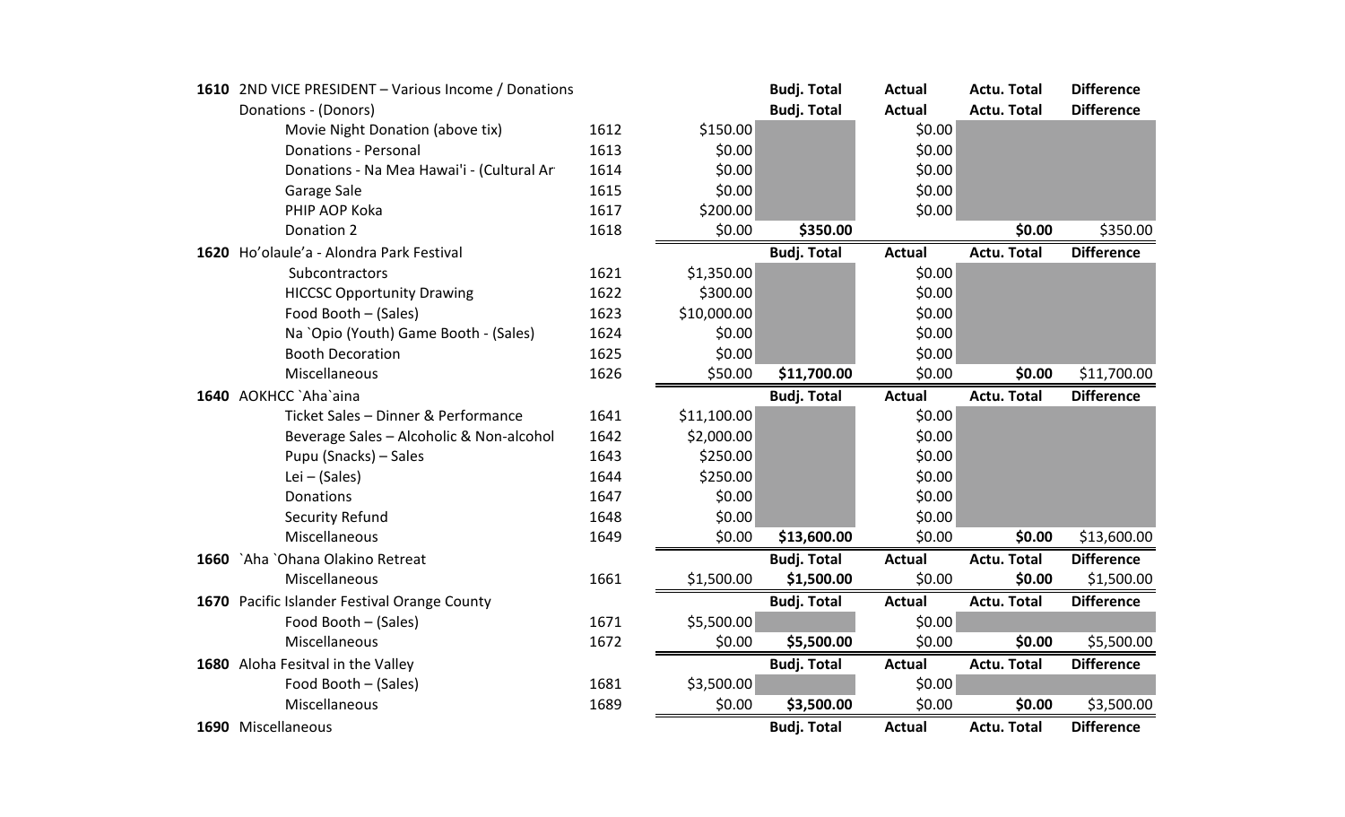| | | | | Budj. Total | Actual | Actu. Total | Difference |
|---|---|---|---|---|---|---|---|
| **1610** | 2ND VICE PRESIDENT – Various Income / Donations | | | **Budj. Total** | **Actual** | **Actu. Total** | **Difference** |
| | Donations - (Donors) | | | **Budj. Total** | **Actual** | **Actu. Total** | **Difference** |
| | Movie Night Donation (above tix) | 1612 | $150.00 | | $0.00 | | |
| | Donations - Personal | 1613 | $0.00 | | $0.00 | | |
| | Donations - Na Mea Hawai'i - (Cultural Ar | 1614 | $0.00 | | $0.00 | | |
| | Garage Sale | 1615 | $0.00 | | $0.00 | | |
| | PHIP AOP Koka | 1617 | $200.00 | | $0.00 | | |
| | Donation 2 | 1618 | $0.00 | **$350.00** | | **$0.00** | $350.00 |
| **1620** | Ho'olaule'a - Alondra Park Festival | | | **Budj. Total** | **Actual** | **Actu. Total** | **Difference** |
| | Subcontractors | 1621 | $1,350.00 | | $0.00 | | |
| | HICCSC Opportunity Drawing | 1622 | $300.00 | | $0.00 | | |
| | Food Booth – (Sales) | 1623 | $10,000.00 | | $0.00 | | |
| | Na `Opio (Youth) Game Booth - (Sales) | 1624 | $0.00 | | $0.00 | | |
| | Booth Decoration | 1625 | $0.00 | | $0.00 | | |
| | Miscellaneous | 1626 | $50.00 | **$11,700.00** | $0.00 | **$0.00** | $11,700.00 |
| **1640** | AOKHCC `Aha`aina | | | **Budj. Total** | **Actual** | **Actu. Total** | **Difference** |
| | Ticket Sales – Dinner & Performance | 1641 | $11,100.00 | | $0.00 | | |
| | Beverage Sales – Alcoholic & Non-alcohol | 1642 | $2,000.00 | | $0.00 | | |
| | Pupu (Snacks) – Sales | 1643 | $250.00 | | $0.00 | | |
| | Lei – (Sales) | 1644 | $250.00 | | $0.00 | | |
| | Donations | 1647 | $0.00 | | $0.00 | | |
| | Security Refund | 1648 | $0.00 | | $0.00 | | |
| | Miscellaneous | 1649 | $0.00 | **$13,600.00** | $0.00 | **$0.00** | $13,600.00 |
| **1660** | `Aha `Ohana Olakino Retreat | | | **Budj. Total** | **Actual** | **Actu. Total** | **Difference** |
| | Miscellaneous | 1661 | $1,500.00 | **$1,500.00** | $0.00 | **$0.00** | $1,500.00 |
| **1670** | Pacific Islander Festival Orange County | | | **Budj. Total** | **Actual** | **Actu. Total** | **Difference** |
| | Food Booth – (Sales) | 1671 | $5,500.00 | | $0.00 | | |
| | Miscellaneous | 1672 | $0.00 | **$5,500.00** | $0.00 | **$0.00** | $5,500.00 |
| **1680** | Aloha Fesitval in the Valley | | | **Budj. Total** | **Actual** | **Actu. Total** | **Difference** |
| | Food Booth – (Sales) | 1681 | $3,500.00 | | $0.00 | | |
| | Miscellaneous | 1689 | $0.00 | **$3,500.00** | $0.00 | **$0.00** | $3,500.00 |
| **1690** | Miscellaneous | | | **Budj. Total** | **Actual** | **Actu. Total** | **Difference** |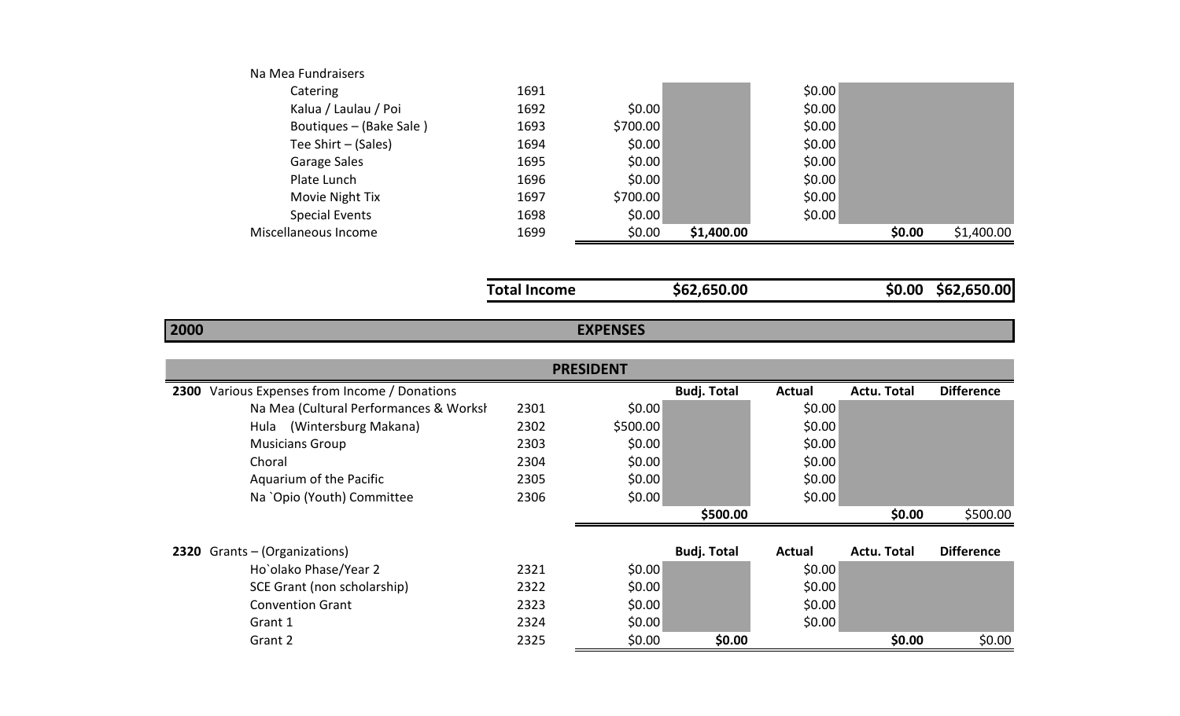| | | | | | | |
|---|---|---|---|---|---|---|
| Na Mea Fundraisers | | | | | | |
| Catering | 1691 | | | $0.00 | | |
| Kalua / Laulau / Poi | 1692 | $0.00 | | $0.00 | | |
| Boutiques – (Bake Sale ) | 1693 | $700.00 | | $0.00 | | |
| Tee Shirt – (Sales) | 1694 | $0.00 | | $0.00 | | |
| Garage Sales | 1695 | $0.00 | | $0.00 | | |
| Plate Lunch | 1696 | $0.00 | | $0.00 | | |
| Movie Night Tix | 1697 | $700.00 | | $0.00 | | |
| Special Events | 1698 | $0.00 | | $0.00 | | |
| Miscellaneous Income | 1699 | $0.00 | **$1,400.00** | | **$0.00** | $1,400.00 |

| | | | |
|---|---|---|---|
| **Total Income** | **$62,650.00** | **$0.00** | **$62,650.00** |

## 2000 EXPENSES

### PRESIDENT

| **2300** Various Expenses from Income / Donations | | | **Budj. Total** | **Actual** | **Actu. Total** | **Difference** |
|---|---|---|---|---|---|---|
| Na Mea (Cultural Performances & Worksh | 2301 | $0.00 | | $0.00 | | |
| Hula (Wintersburg Makana) | 2302 | $500.00 | | $0.00 | | |
| Musicians Group | 2303 | $0.00 | | $0.00 | | |
| Choral | 2304 | $0.00 | | $0.00 | | |
| Aquarium of the Pacific | 2305 | $0.00 | | $0.00 | | |
| Na `Opio (Youth) Committee | 2306 | $0.00 | | $0.00 | | |
| | | | **$500.00** | | **$0.00** | $500.00 |

| **2320** Grants – (Organizations) | | | **Budj. Total** | **Actual** | **Actu. Total** | **Difference** |
|---|---|---|---|---|---|---|
| Ho`olako Phase/Year 2 | 2321 | $0.00 | | $0.00 | | |
| SCE Grant (non scholarship) | 2322 | $0.00 | | $0.00 | | |
| Convention Grant | 2323 | $0.00 | | $0.00 | | |
| Grant 1 | 2324 | $0.00 | | $0.00 | | |
| Grant 2 | 2325 | $0.00 | **$0.00** | | **$0.00** | $0.00 |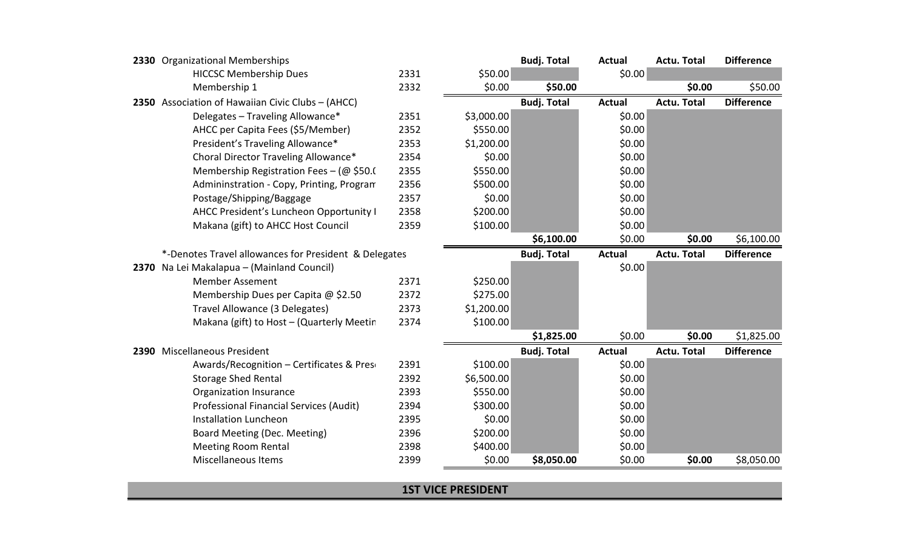| Code | Item | Acct | Budget | Budj. Total | Actual | Actu. Total | Difference |
|---|---|---|---|---|---|---|---|
| **2330** | Organizational Memberships | | | **Budj. Total** | **Actual** | **Actu. Total** | **Difference** |
| | HICCSC Membership Dues | 2331 | $50.00 | | $0.00 | | |
| | Membership 1 | 2332 | $0.00 | **$50.00** | | **$0.00** | $50.00 |
| **2350** | Association of Hawaiian Civic Clubs – (AHCC) | | | **Budj. Total** | **Actual** | **Actu. Total** | **Difference** |
| | Delegates – Traveling Allowance* | 2351 | $3,000.00 | | $0.00 | | |
| | AHCC per Capita Fees ($5/Member) | 2352 | $550.00 | | $0.00 | | |
| | President's Traveling Allowance* | 2353 | $1,200.00 | | $0.00 | | |
| | Choral Director Traveling Allowance* | 2354 | $0.00 | | $0.00 | | |
| | Membership Registration Fees – (@ $50.( | 2355 | $550.00 | | $0.00 | | |
| | Admininstration - Copy, Printing, Program | 2356 | $500.00 | | $0.00 | | |
| | Postage/Shipping/Baggage | 2357 | $0.00 | | $0.00 | | |
| | AHCC President's Luncheon Opportunity I | 2358 | $200.00 | | $0.00 | | |
| | Makana (gift) to AHCC Host Council | 2359 | $100.00 | | $0.00 | | |
| | | | | **$6,100.00** | $0.00 | **$0.00** | $6,100.00 |
| | *-Denotes Travel allowances for President & Delegates | | | **Budj. Total** | **Actual** | **Actu. Total** | **Difference** |
| **2370** | Na Lei Makalapua – (Mainland Council) | | | | $0.00 | | |
| | Member Assement | 2371 | $250.00 | | | | |
| | Membership Dues per Capita @ $2.50 | 2372 | $275.00 | | | | |
| | Travel Allowance (3 Delegates) | 2373 | $1,200.00 | | | | |
| | Makana (gift) to Host – (Quarterly Meetin | 2374 | $100.00 | | | | |
| | | | | **$1,825.00** | $0.00 | **$0.00** | $1,825.00 |
| **2390** | Miscellaneous President | | | **Budj. Total** | **Actual** | **Actu. Total** | **Difference** |
| | Awards/Recognition – Certificates & Pres | 2391 | $100.00 | | $0.00 | | |
| | Storage Shed Rental | 2392 | $6,500.00 | | $0.00 | | |
| | Organization Insurance | 2393 | $550.00 | | $0.00 | | |
| | Professional Financial Services (Audit) | 2394 | $300.00 | | $0.00 | | |
| | Installation Luncheon | 2395 | $0.00 | | $0.00 | | |
| | Board Meeting (Dec. Meeting) | 2396 | $200.00 | | $0.00 | | |
| | Meeting Room Rental | 2398 | $400.00 | | $0.00 | | |
| | Miscellaneous Items | 2399 | $0.00 | **$8,050.00** | $0.00 | **$0.00** | $8,050.00 |

## 1ST VICE PRESIDENT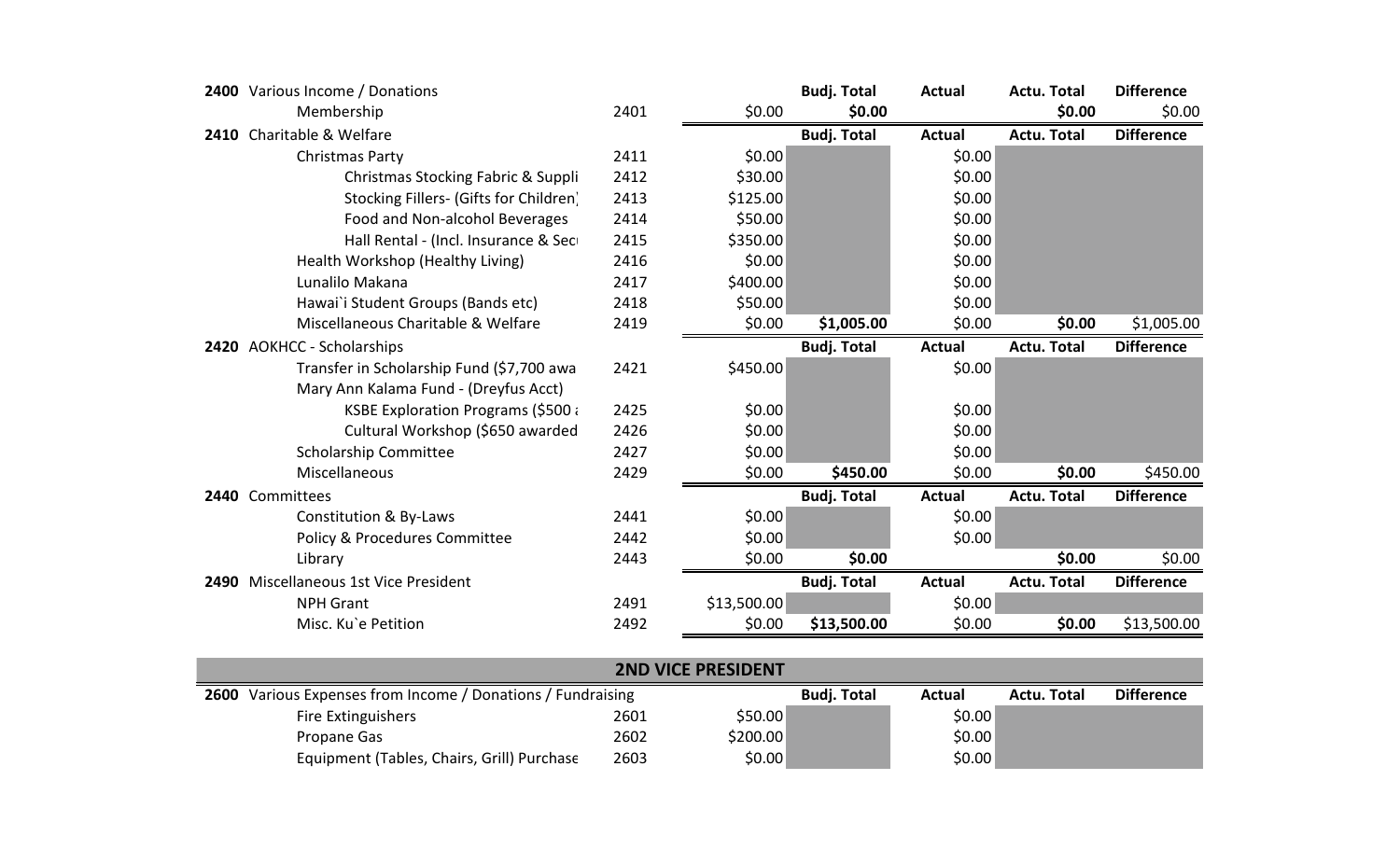| | | Code | Budget | Budj. Total | Actual | Actu. Total | Difference |
|---|---|---|---|---|---|---|---|
| **2400** | Various Income / Donations | | | **Budj. Total** | **Actual** | **Actu. Total** | **Difference** |
| | Membership | 2401 | $0.00 | **$0.00** | | **$0.00** | $0.00 |
| **2410** | Charitable & Welfare | | | **Budj. Total** | **Actual** | **Actu. Total** | **Difference** |
| | Christmas Party | 2411 | $0.00 | | $0.00 | | |
| | Christmas Stocking Fabric & Suppli | 2412 | $30.00 | | $0.00 | | |
| | Stocking Fillers- (Gifts for Children) | 2413 | $125.00 | | $0.00 | | |
| | Food and Non-alcohol Beverages | 2414 | $50.00 | | $0.00 | | |
| | Hall Rental - (Incl. Insurance & Sec | 2415 | $350.00 | | $0.00 | | |
| | Health Workshop (Healthy Living) | 2416 | $0.00 | | $0.00 | | |
| | Lunalilo Makana | 2417 | $400.00 | | $0.00 | | |
| | Hawai`i Student Groups (Bands etc) | 2418 | $50.00 | | $0.00 | | |
| | Miscellaneous Charitable & Welfare | 2419 | $0.00 | **$1,005.00** | $0.00 | **$0.00** | $1,005.00 |
| **2420** | AOKHCC - Scholarships | | | **Budj. Total** | **Actual** | **Actu. Total** | **Difference** |
| | Transfer in Scholarship Fund ($7,700 awa | 2421 | $450.00 | | $0.00 | | |
| | Mary Ann Kalama Fund - (Dreyfus Acct) | | | | | | |
| | KSBE Exploration Programs ($500 a | 2425 | $0.00 | | $0.00 | | |
| | Cultural Workshop ($650 awarded | 2426 | $0.00 | | $0.00 | | |
| | Scholarship Committee | 2427 | $0.00 | | $0.00 | | |
| | Miscellaneous | 2429 | $0.00 | **$450.00** | $0.00 | **$0.00** | $450.00 |
| **2440** | Committees | | | **Budj. Total** | **Actual** | **Actu. Total** | **Difference** |
| | Constitution & By-Laws | 2441 | $0.00 | | $0.00 | | |
| | Policy & Procedures Committee | 2442 | $0.00 | | $0.00 | | |
| | Library | 2443 | $0.00 | **$0.00** | | **$0.00** | $0.00 |
| **2490** | Miscellaneous 1st Vice President | | | **Budj. Total** | **Actual** | **Actu. Total** | **Difference** |
| | NPH Grant | 2491 | $13,500.00 | | $0.00 | | |
| | Misc. Ku`e Petition | 2492 | $0.00 | **$13,500.00** | $0.00 | **$0.00** | $13,500.00 |

## 2ND VICE PRESIDENT

| | | Code | Budget | Budj. Total | Actual | Actu. Total | Difference |
|---|---|---|---|---|---|---|---|
| **2600** | Various Expenses from Income / Donations / Fundraising | | | **Budj. Total** | **Actual** | **Actu. Total** | **Difference** |
| | Fire Extinguishers | 2601 | $50.00 | | $0.00 | | |
| | Propane Gas | 2602 | $200.00 | | $0.00 | | |
| | Equipment (Tables, Chairs, Grill) Purchase | 2603 | $0.00 | | $0.00 | | |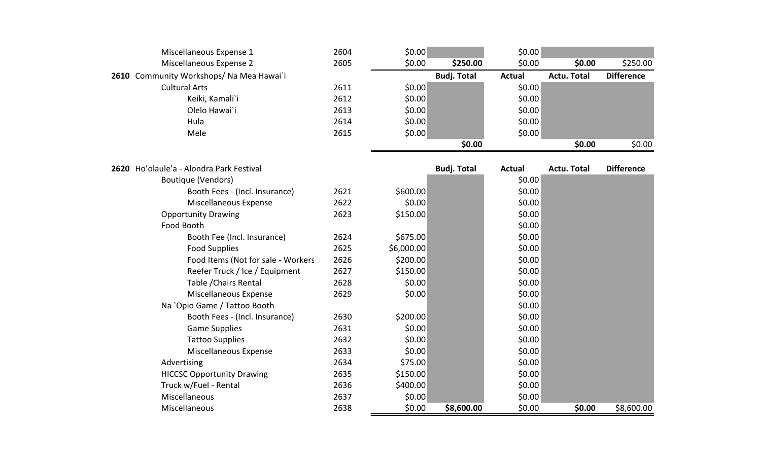| | Code | Budget | Budj. Total | Actual | Actu. Total | Difference |
|---|---|---|---|---|---|---|
| Miscellaneous Expense 1 | 2604 | $0.00 | | $0.00 | | |
| Miscellaneous Expense 2 | 2605 | $0.00 | $250.00 | $0.00 | $0.00 | $250.00 |
| **2610** Community Workshops/ Na Mea Hawai`i | | | **Budj. Total** | **Actual** | **Actu. Total** | **Difference** |
| Cultural Arts | 2611 | $0.00 | | $0.00 | | |
| Keiki, Kamali`i | 2612 | $0.00 | | $0.00 | | |
| Olelo Hawai`i | 2613 | $0.00 | | $0.00 | | |
| Hula | 2614 | $0.00 | | $0.00 | | |
| Mele | 2615 | $0.00 | | $0.00 | | |
| | | | $0.00 | | $0.00 | $0.00 |
| **2620** Ho'olaule'a - Alondra Park Festival | | | **Budj. Total** | **Actual** | **Actu. Total** | **Difference** |
| Boutique (Vendors) | | | | $0.00 | | |
| Booth Fees - (Incl. Insurance) | 2621 | $600.00 | | $0.00 | | |
| Miscellaneous Expense | 2622 | $0.00 | | $0.00 | | |
| Opportunity Drawing | 2623 | $150.00 | | $0.00 | | |
| Food Booth | | | | $0.00 | | |
| Booth Fee (Incl. Insurance) | 2624 | $675.00 | | $0.00 | | |
| Food Supplies | 2625 | $6,000.00 | | $0.00 | | |
| Food Items (Not for sale - Workers | 2626 | $200.00 | | $0.00 | | |
| Reefer Truck / Ice / Equipment | 2627 | $150.00 | | $0.00 | | |
| Table /Chairs Rental | 2628 | $0.00 | | $0.00 | | |
| Miscellaneous Expense | 2629 | $0.00 | | $0.00 | | |
| Na `Opio Game / Tattoo Booth | | | | $0.00 | | |
| Booth Fees - (Incl. Insurance) | 2630 | $200.00 | | $0.00 | | |
| Game Supplies | 2631 | $0.00 | | $0.00 | | |
| Tattoo Supplies | 2632 | $0.00 | | $0.00 | | |
| Miscellaneous Expense | 2633 | $0.00 | | $0.00 | | |
| Advertising | 2634 | $75.00 | | $0.00 | | |
| HICCSC Opportunity Drawing | 2635 | $150.00 | | $0.00 | | |
| Truck w/Fuel - Rental | 2636 | $400.00 | | $0.00 | | |
| Miscellaneous | 2637 | $0.00 | | $0.00 | | |
| Miscellaneous | 2638 | $0.00 | $8,600.00 | $0.00 | $0.00 | $8,600.00 |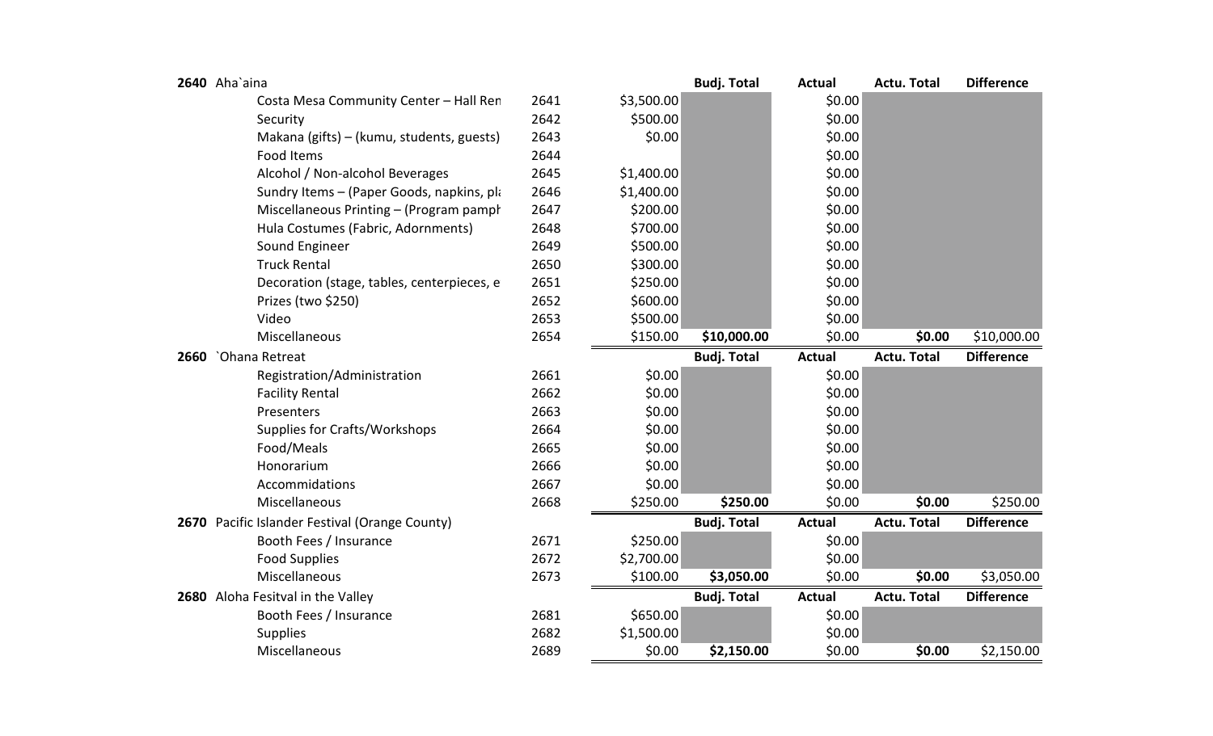| Code | Item | Sub-code | Budget | Budj. Total | Actual | Actu. Total | Difference |
|---|---|---|---|---|---|---|---|
| **2640** | Aha`aina | | | **Budj. Total** | **Actual** | **Actu. Total** | **Difference** |
| | Costa Mesa Community Center – Hall Ren | 2641 | $3,500.00 | | $0.00 | | |
| | Security | 2642 | $500.00 | | $0.00 | | |
| | Makana (gifts) – (kumu, students, guests) | 2643 | $0.00 | | $0.00 | | |
| | Food Items | 2644 | | | $0.00 | | |
| | Alcohol / Non-alcohol Beverages | 2645 | $1,400.00 | | $0.00 | | |
| | Sundry Items – (Paper Goods, napkins, pl | 2646 | $1,400.00 | | $0.00 | | |
| | Miscellaneous Printing – (Program pamph | 2647 | $200.00 | | $0.00 | | |
| | Hula Costumes (Fabric, Adornments) | 2648 | $700.00 | | $0.00 | | |
| | Sound Engineer | 2649 | $500.00 | | $0.00 | | |
| | Truck Rental | 2650 | $300.00 | | $0.00 | | |
| | Decoration (stage, tables, centerpieces, e | 2651 | $250.00 | | $0.00 | | |
| | Prizes (two $250) | 2652 | $600.00 | | $0.00 | | |
| | Video | 2653 | $500.00 | | $0.00 | | |
| | Miscellaneous | 2654 | $150.00 | **$10,000.00** | $0.00 | **$0.00** | $10,000.00 |
| **2660** | `Ohana Retreat | | | **Budj. Total** | **Actual** | **Actu. Total** | **Difference** |
| | Registration/Administration | 2661 | $0.00 | | $0.00 | | |
| | Facility Rental | 2662 | $0.00 | | $0.00 | | |
| | Presenters | 2663 | $0.00 | | $0.00 | | |
| | Supplies for Crafts/Workshops | 2664 | $0.00 | | $0.00 | | |
| | Food/Meals | 2665 | $0.00 | | $0.00 | | |
| | Honorarium | 2666 | $0.00 | | $0.00 | | |
| | Accommidations | 2667 | $0.00 | | $0.00 | | |
| | Miscellaneous | 2668 | $250.00 | **$250.00** | $0.00 | **$0.00** | $250.00 |
| **2670** | Pacific Islander Festival (Orange County) | | | **Budj. Total** | **Actual** | **Actu. Total** | **Difference** |
| | Booth Fees / Insurance | 2671 | $250.00 | | $0.00 | | |
| | Food Supplies | 2672 | $2,700.00 | | $0.00 | | |
| | Miscellaneous | 2673 | $100.00 | **$3,050.00** | $0.00 | **$0.00** | $3,050.00 |
| **2680** | Aloha Fesitval in the Valley | | | **Budj. Total** | **Actual** | **Actu. Total** | **Difference** |
| | Booth Fees / Insurance | 2681 | $650.00 | | $0.00 | | |
| | Supplies | 2682 | $1,500.00 | | $0.00 | | |
| | Miscellaneous | 2689 | $0.00 | **$2,150.00** | $0.00 | **$0.00** | $2,150.00 |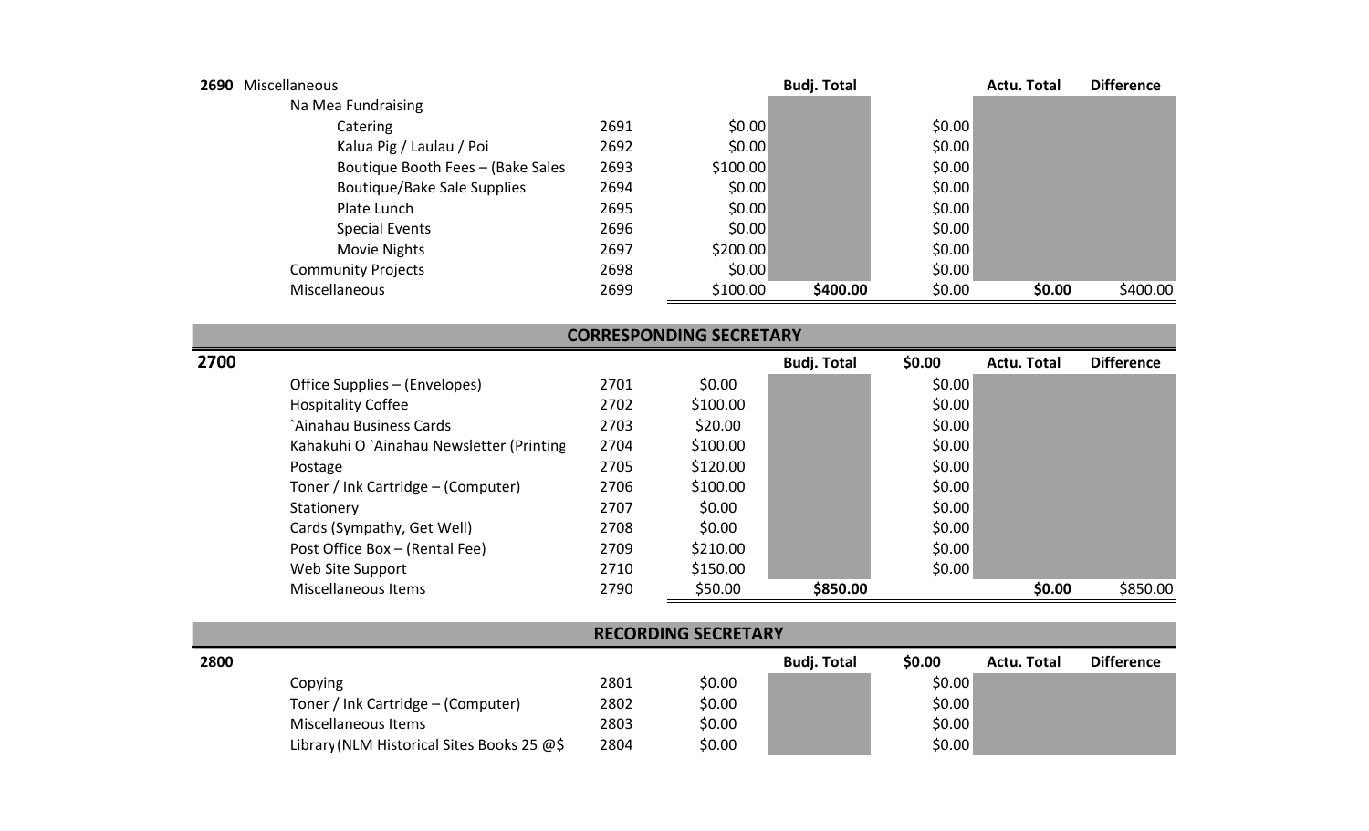| 2690 Miscellaneous | | | Budj. Total | | Actu. Total | Difference |
|---|---|---|---|---|---|---|
| Na Mea Fundraising | | | | | | |
| Catering | 2691 | $0.00 | | $0.00 | | |
| Kalua Pig / Laulau / Poi | 2692 | $0.00 | | $0.00 | | |
| Boutique Booth Fees – (Bake Sales | 2693 | $100.00 | | $0.00 | | |
| Boutique/Bake Sale Supplies | 2694 | $0.00 | | $0.00 | | |
| Plate Lunch | 2695 | $0.00 | | $0.00 | | |
| Special Events | 2696 | $0.00 | | $0.00 | | |
| Movie Nights | 2697 | $200.00 | | $0.00 | | |
| Community Projects | 2698 | $0.00 | | $0.00 | | |
| Miscellaneous | 2699 | $100.00 | **$400.00** | $0.00 | **$0.00** | $400.00 |

## CORRESPONDING SECRETARY

| 2700 | | | Budj. Total | $0.00 | Actu. Total | Difference |
|---|---|---|---|---|---|---|
| Office Supplies – (Envelopes) | 2701 | $0.00 | | $0.00 | | |
| Hospitality Coffee | 2702 | $100.00 | | $0.00 | | |
| `Ainahau Business Cards | 2703 | $20.00 | | $0.00 | | |
| Kahakuhi O `Ainahau Newsletter (Printing | 2704 | $100.00 | | $0.00 | | |
| Postage | 2705 | $120.00 | | $0.00 | | |
| Toner / Ink Cartridge – (Computer) | 2706 | $100.00 | | $0.00 | | |
| Stationery | 2707 | $0.00 | | $0.00 | | |
| Cards (Sympathy, Get Well) | 2708 | $0.00 | | $0.00 | | |
| Post Office Box – (Rental Fee) | 2709 | $210.00 | | $0.00 | | |
| Web Site Support | 2710 | $150.00 | | $0.00 | | |
| Miscellaneous Items | 2790 | $50.00 | **$850.00** | | **$0.00** | $850.00 |

## RECORDING SECRETARY

| 2800 | | | Budj. Total | $0.00 | Actu. Total | Difference |
|---|---|---|---|---|---|---|
| Copying | 2801 | $0.00 | | $0.00 | | |
| Toner / Ink Cartridge – (Computer) | 2802 | $0.00 | | $0.00 | | |
| Miscellaneous Items | 2803 | $0.00 | | $0.00 | | |
| Library (NLM Historical Sites Books 25 @$ | 2804 | $0.00 | | $0.00 | | |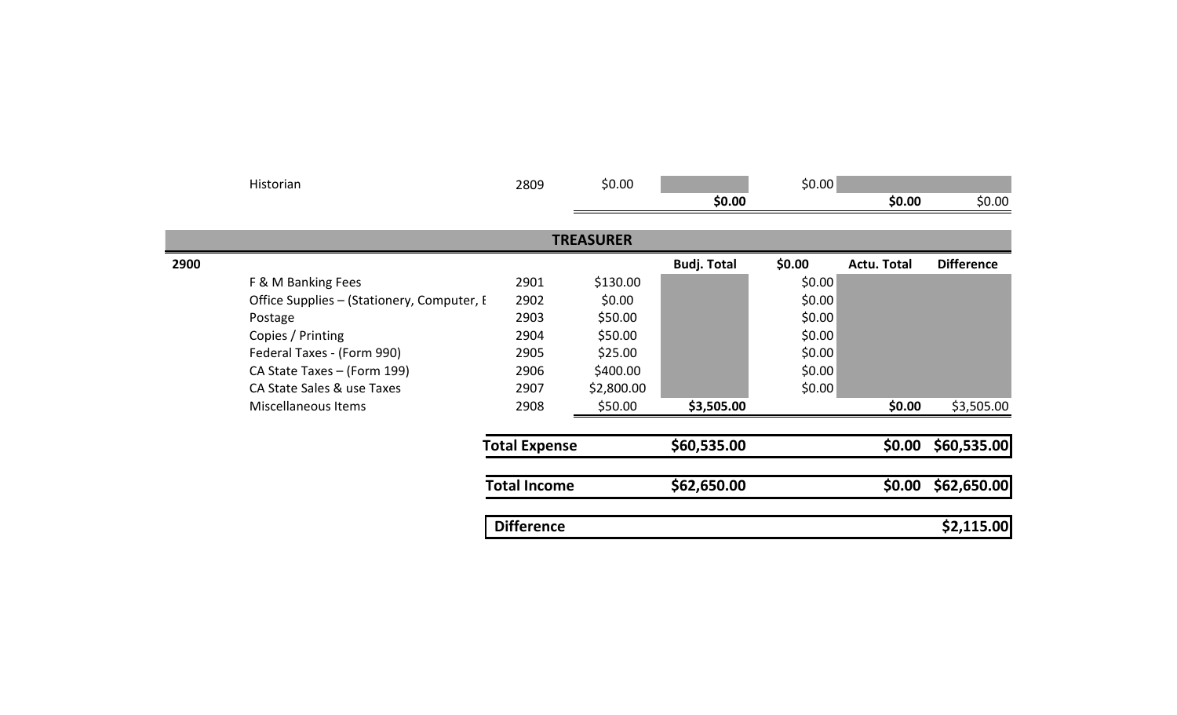| | | | | | | | |
|---|---|---|---|---|---|---|---|
| | Historian | 2809 | $0.00 | | $0.00 | | |
| | | | | **$0.00** | | **$0.00** | $0.00 |

| | | | TREASURER | | | | |
|---|---|---|---|---|---|---|---|
| **2900** | | | | **Budj. Total** | **$0.00** | **Actu. Total** | **Difference** |
| | F & M Banking Fees | 2901 | $130.00 | | $0.00 | | |
| | Office Supplies – (Stationery, Computer, E | 2902 | $0.00 | | $0.00 | | |
| | Postage | 2903 | $50.00 | | $0.00 | | |
| | Copies / Printing | 2904 | $50.00 | | $0.00 | | |
| | Federal Taxes - (Form 990) | 2905 | $25.00 | | $0.00 | | |
| | CA State Taxes – (Form 199) | 2906 | $400.00 | | $0.00 | | |
| | CA State Sales & use Taxes | 2907 | $2,800.00 | | $0.00 | | |
| | Miscellaneous Items | 2908 | $50.00 | **$3,505.00** | | **$0.00** | $3,505.00 |

| | | | |
|---|---|---|---|
| **Total Expense** | **$60,535.00** | **$0.00** | **$60,535.00** |
| **Total Income** | **$62,650.00** | **$0.00** | **$62,650.00** |
| **Difference** | | | **$2,115.00** |